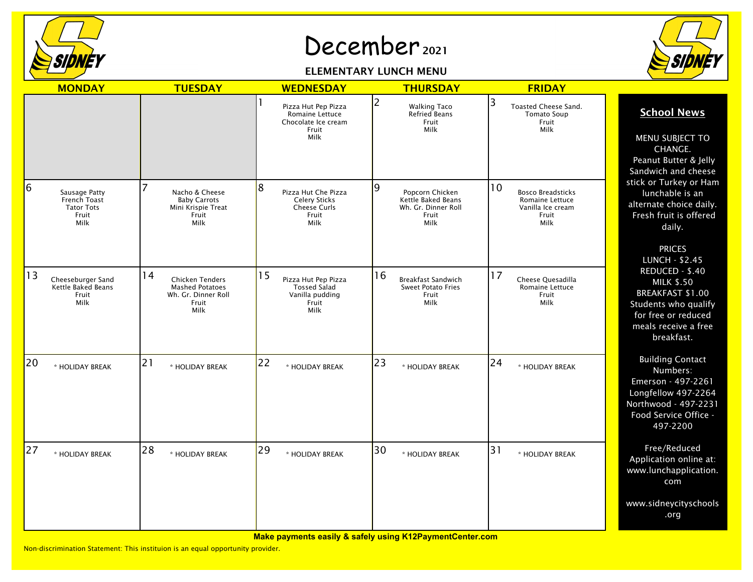# December 2021

## ELEMENTARY LUNCH MENU

| MONDAY | TUESDAY | WEDNESDAY | THURSDAY | FRIDAY |
|---|---|---|---|---|
| | | 1 Pizza Hut Pep Pizza<br>Romaine Lettuce<br>Chocolate Ice cream<br>Fruit<br>Milk | 2 Walking Taco<br>Refried Beans<br>Fruit<br>Milk | 3 Toasted Cheese Sand.<br>Tomato Soup<br>Fruit<br>Milk |
| 6 Sausage Patty<br>French Toast<br>Tator Tots<br>Fruit<br>Milk | 7 Nacho & Cheese<br>Baby Carrots<br>Mini Krispie Treat<br>Fruit<br>Milk | 8 Pizza Hut Che Pizza<br>Celery Sticks<br>Cheese Curls<br>Fruit<br>Milk | 9 Popcorn Chicken<br>Kettle Baked Beans<br>Wh. Gr. Dinner Roll<br>Fruit<br>Milk | 10 Bosco Breadsticks<br>Romaine Lettuce<br>Vanilla Ice cream<br>Fruit<br>Milk |
| 13 Cheeseburger Sand<br>Kettle Baked Beans<br>Fruit<br>Milk | 14 Chicken Tenders<br>Mashed Potatoes<br>Wh. Gr. Dinner Roll<br>Fruit<br>Milk | 15 Pizza Hut Pep Pizza<br>Tossed Salad<br>Vanilla pudding<br>Fruit<br>Milk | 16 Breakfast Sandwich<br>Sweet Potato Fries<br>Fruit<br>Milk | 17 Cheese Quesadilla<br>Romaine Lettuce<br>Fruit<br>Milk |
| 20 * HOLIDAY BREAK | 21 * HOLIDAY BREAK | 22 * HOLIDAY BREAK | 23 * HOLIDAY BREAK | 24 * HOLIDAY BREAK |
| 27 * HOLIDAY BREAK | 28 * HOLIDAY BREAK | 29 * HOLIDAY BREAK | 30 * HOLIDAY BREAK | 31 * HOLIDAY BREAK |

## School News

MENU SUBJECT TO CHANGE.
Peanut Butter & Jelly Sandwich and cheese stick or Turkey or Ham lunchable is an alternate choice daily. Fresh fruit is offered daily.

PRICES
LUNCH - $2.45
REDUCED - $.40
MILK $.50
BREAKFAST $1.00
Students who qualify for free or reduced meals receive a free breakfast.

Building Contact Numbers:
Emerson - 497-2261
Longfellow 497-2264
Northwood - 497-2231
Food Service Office - 497-2200

Free/Reduced Application online at: www.lunchapplication.com

www.sidneycityschools.org

**Make payments easily & safely using K12PaymentCenter.com**

Non-discrimination Statement: This instituion is an equal opportunity provider.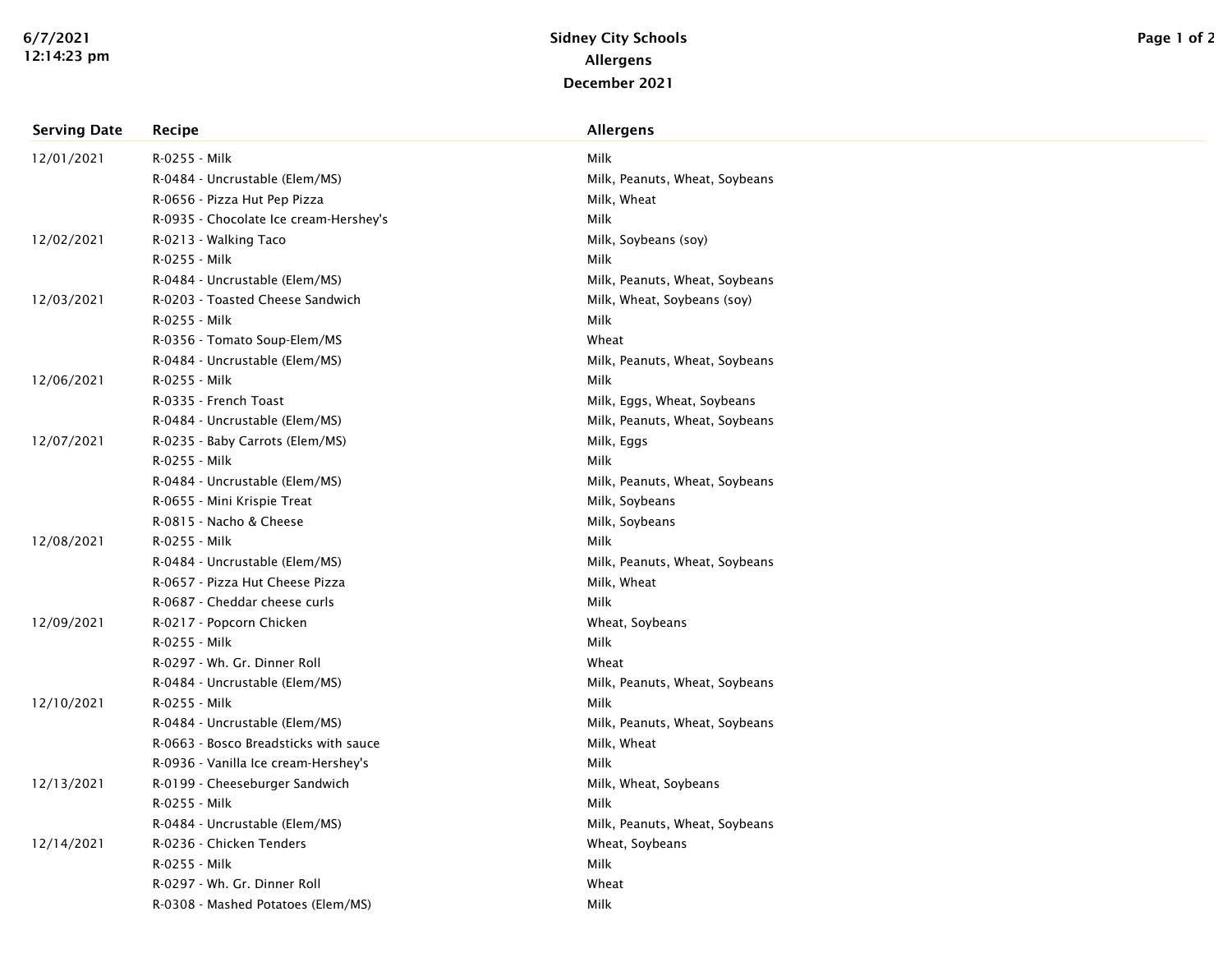# Sidney City Schools
## Allergens
### December 2021

| Serving Date | Recipe | Allergens |
|---|---|---|
| 12/01/2021 | R-0255 - Milk | Milk |
| | R-0484 - Uncrustable (Elem/MS) | Milk, Peanuts, Wheat, Soybeans |
| | R-0656 - Pizza Hut Pep Pizza | Milk, Wheat |
| | R-0935 - Chocolate Ice cream-Hershey's | Milk |
| 12/02/2021 | R-0213 - Walking Taco | Milk, Soybeans (soy) |
| | R-0255 - Milk | Milk |
| | R-0484 - Uncrustable (Elem/MS) | Milk, Peanuts, Wheat, Soybeans |
| 12/03/2021 | R-0203 - Toasted Cheese Sandwich | Milk, Wheat, Soybeans (soy) |
| | R-0255 - Milk | Milk |
| | R-0356 - Tomato Soup-Elem/MS | Wheat |
| | R-0484 - Uncrustable (Elem/MS) | Milk, Peanuts, Wheat, Soybeans |
| 12/06/2021 | R-0255 - Milk | Milk |
| | R-0335 - French Toast | Milk, Eggs, Wheat, Soybeans |
| | R-0484 - Uncrustable (Elem/MS) | Milk, Peanuts, Wheat, Soybeans |
| 12/07/2021 | R-0235 - Baby Carrots (Elem/MS) | Milk, Eggs |
| | R-0255 - Milk | Milk |
| | R-0484 - Uncrustable (Elem/MS) | Milk, Peanuts, Wheat, Soybeans |
| | R-0655 - Mini Krispie Treat | Milk, Soybeans |
| | R-0815 - Nacho & Cheese | Milk, Soybeans |
| 12/08/2021 | R-0255 - Milk | Milk |
| | R-0484 - Uncrustable (Elem/MS) | Milk, Peanuts, Wheat, Soybeans |
| | R-0657 - Pizza Hut Cheese Pizza | Milk, Wheat |
| | R-0687 - Cheddar cheese curls | Milk |
| 12/09/2021 | R-0217 - Popcorn Chicken | Wheat, Soybeans |
| | R-0255 - Milk | Milk |
| | R-0297 - Wh. Gr. Dinner Roll | Wheat |
| | R-0484 - Uncrustable (Elem/MS) | Milk, Peanuts, Wheat, Soybeans |
| 12/10/2021 | R-0255 - Milk | Milk |
| | R-0484 - Uncrustable (Elem/MS) | Milk, Peanuts, Wheat, Soybeans |
| | R-0663 - Bosco Breadsticks with sauce | Milk, Wheat |
| | R-0936 - Vanilla Ice cream-Hershey's | Milk |
| 12/13/2021 | R-0199 - Cheeseburger Sandwich | Milk, Wheat, Soybeans |
| | R-0255 - Milk | Milk |
| | R-0484 - Uncrustable (Elem/MS) | Milk, Peanuts, Wheat, Soybeans |
| 12/14/2021 | R-0236 - Chicken Tenders | Wheat, Soybeans |
| | R-0255 - Milk | Milk |
| | R-0297 - Wh. Gr. Dinner Roll | Wheat |
| | R-0308 - Mashed Potatoes (Elem/MS) | Milk |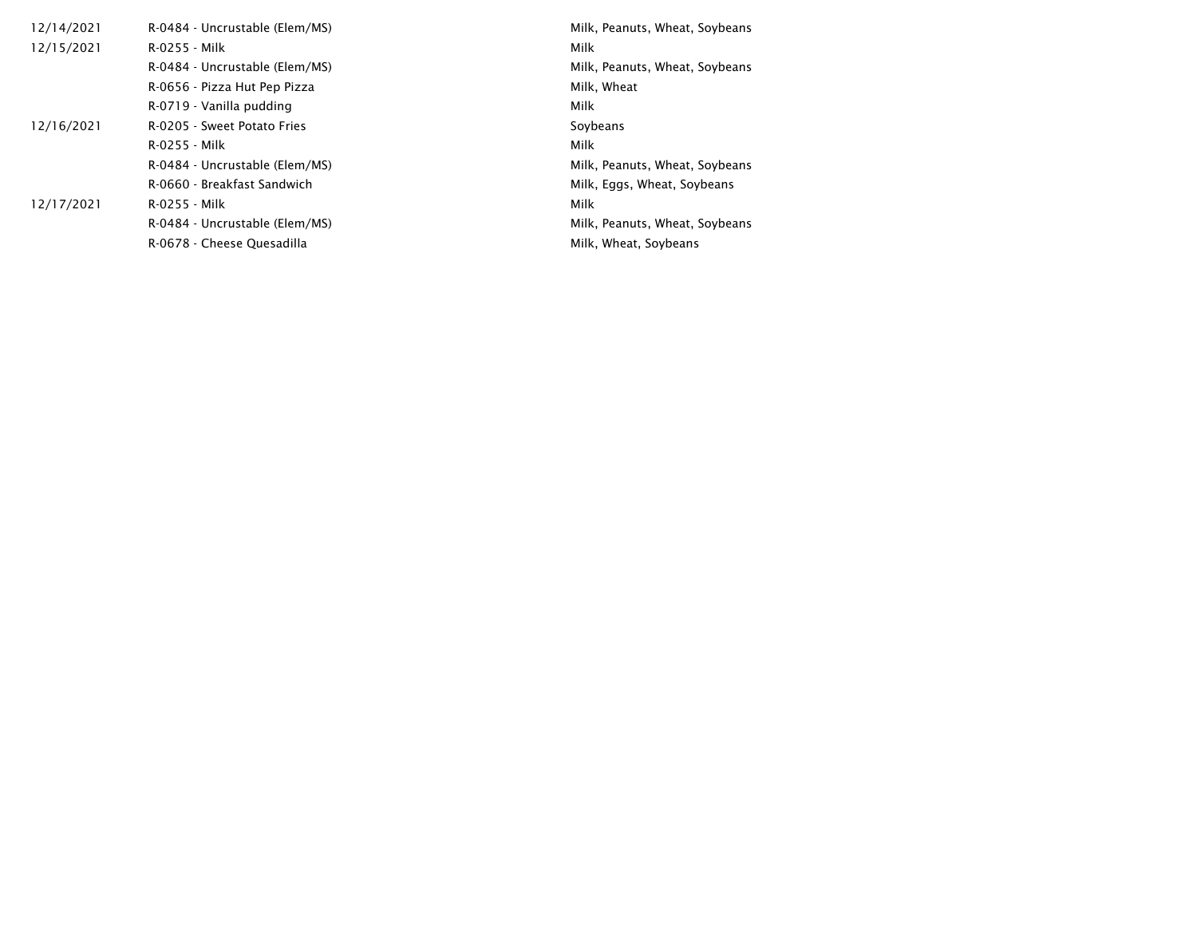| | | |
|---|---|---|
| 12/14/2021 | R-0484 - Uncrustable (Elem/MS) | Milk, Peanuts, Wheat, Soybeans |
| 12/15/2021 | R-0255 - Milk | Milk |
| | R-0484 - Uncrustable (Elem/MS) | Milk, Peanuts, Wheat, Soybeans |
| | R-0656 - Pizza Hut Pep Pizza | Milk, Wheat |
| | R-0719 - Vanilla pudding | Milk |
| 12/16/2021 | R-0205 - Sweet Potato Fries | Soybeans |
| | R-0255 - Milk | Milk |
| | R-0484 - Uncrustable (Elem/MS) | Milk, Peanuts, Wheat, Soybeans |
| | R-0660 - Breakfast Sandwich | Milk, Eggs, Wheat, Soybeans |
| 12/17/2021 | R-0255 - Milk | Milk |
| | R-0484 - Uncrustable (Elem/MS) | Milk, Peanuts, Wheat, Soybeans |
| | R-0678 - Cheese Quesadilla | Milk, Wheat, Soybeans |